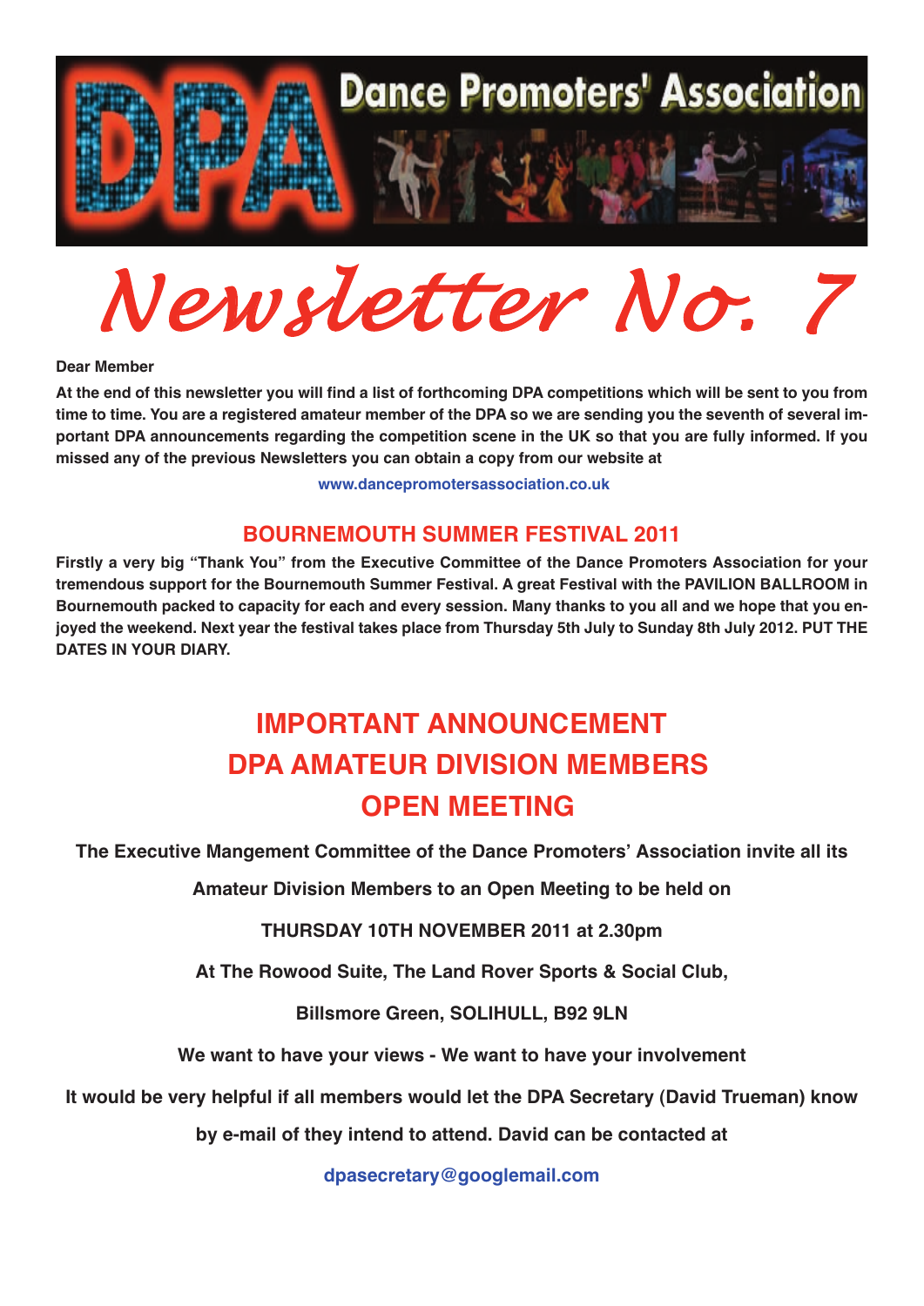# Dance Promoters' Association

# Newsletter No. 7

**Dear Member**

**At the end of this newsletter you will find a list of forthcoming DPA competitions which will be sent to you from time to time. You are a registered amateur member of the DPA so we are sending you the seventh of several important DPA announcements regarding the competition scene in the UK so that you are fully informed. If you missed any of the previous Newsletters you can obtain a copy from our website at**

**www.dancepromotersassociation.co.uk**

## BOURNEMOUTH SUMMER FESTIVAL 2011

**Firstly a very big "Thank You" from the Executive Committee of the Dance Promoters Association for your tremendous support for the Bournemouth Summer Festival. A great Festival with the PAVILION BALLROOM in Bournemouth packed to capacity for each and every session. Many thanks to you all and we hope that you enjoyed the weekend. Next year the festival takes place from Thursday 5th July to Sunday 8th July 2012. PUT THE DATES IN YOUR DIARY.**

## IMPORTANT ANNOUNCEMENT
## DPA AMATEUR DIVISION MEMBERS
## OPEN MEETING

**The Executive Mangement Committee of the Dance Promoters' Association invite all its Amateur Division Members to an Open Meeting to be held on**

**THURSDAY 10TH NOVEMBER 2011 at 2.30pm**

**At The Rowood Suite, The Land Rover Sports & Social Club,**

**Billsmore Green, SOLIHULL, B92 9LN**

**We want to have your views - We want to have your involvement**

**It would be very helpful if all members would let the DPA Secretary (David Trueman) know by e-mail of they intend to attend. David can be contacted at**

**dpasecretary@googlemail.com**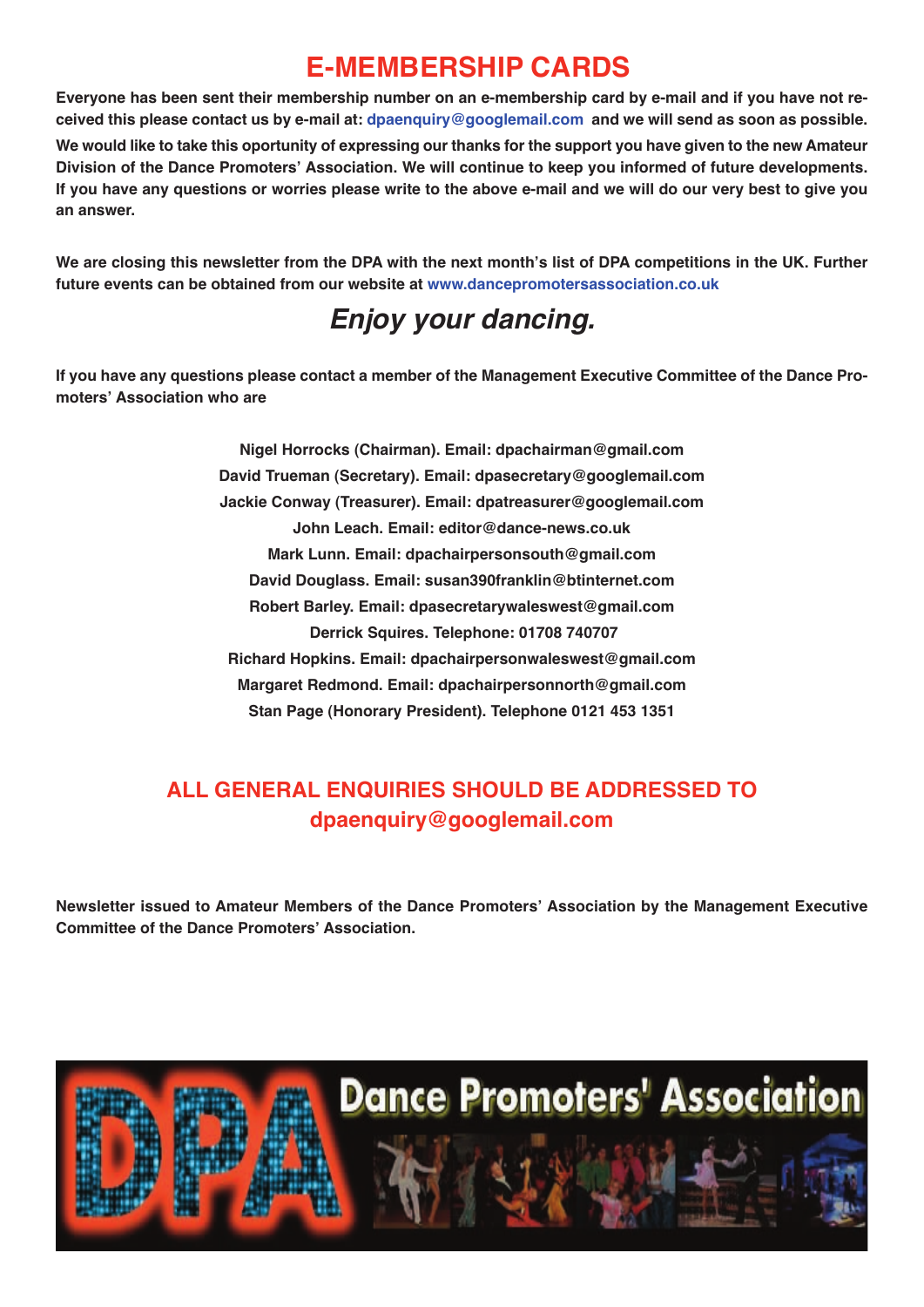# E-MEMBERSHIP CARDS

**Everyone has been sent their membership number on an e-membership card by e-mail and if you have not received this please contact us by e-mail at: dpaenquiry@googlemail.com and we will send as soon as possible.**

**We would like to take this oportunity of expressing our thanks for the support you have given to the new Amateur Division of the Dance Promoters' Association. We will continue to keep you informed of future developments. If you have any questions or worries please write to the above e-mail and we will do our very best to give you an answer.**

**We are closing this newsletter from the DPA with the next month's list of DPA competitions in the UK. Further future events can be obtained from our website at www.dancepromotersassociation.co.uk**

## *Enjoy your dancing.*

**If you have any questions please contact a member of the Management Executive Committee of the Dance Promoters' Association who are**

**Nigel Horrocks (Chairman). Email: dpachairman@gmail.com**
**David Trueman (Secretary). Email: dpasecretary@googlemail.com**
**Jackie Conway (Treasurer). Email: dpatreasurer@googlemail.com**
**John Leach. Email: editor@dance-news.co.uk**
**Mark Lunn. Email: dpachairpersonsouth@gmail.com**
**David Douglass. Email: susan390franklin@btinternet.com**
**Robert Barley. Email: dpasecretarywaleswest@gmail.com**
**Derrick Squires. Telephone: 01708 740707**
**Richard Hopkins. Email: dpachairpersonwaleswest@gmail.com**
**Margaret Redmond. Email: dpachairpersonnorth@gmail.com**
**Stan Page (Honorary President). Telephone 0121 453 1351**

## ALL GENERAL ENQUIRIES SHOULD BE ADDRESSED TO dpaenquiry@googlemail.com

**Newsletter issued to Amateur Members of the Dance Promoters' Association by the Management Executive Committee of the Dance Promoters' Association.**

DPA Dance Promoters' Association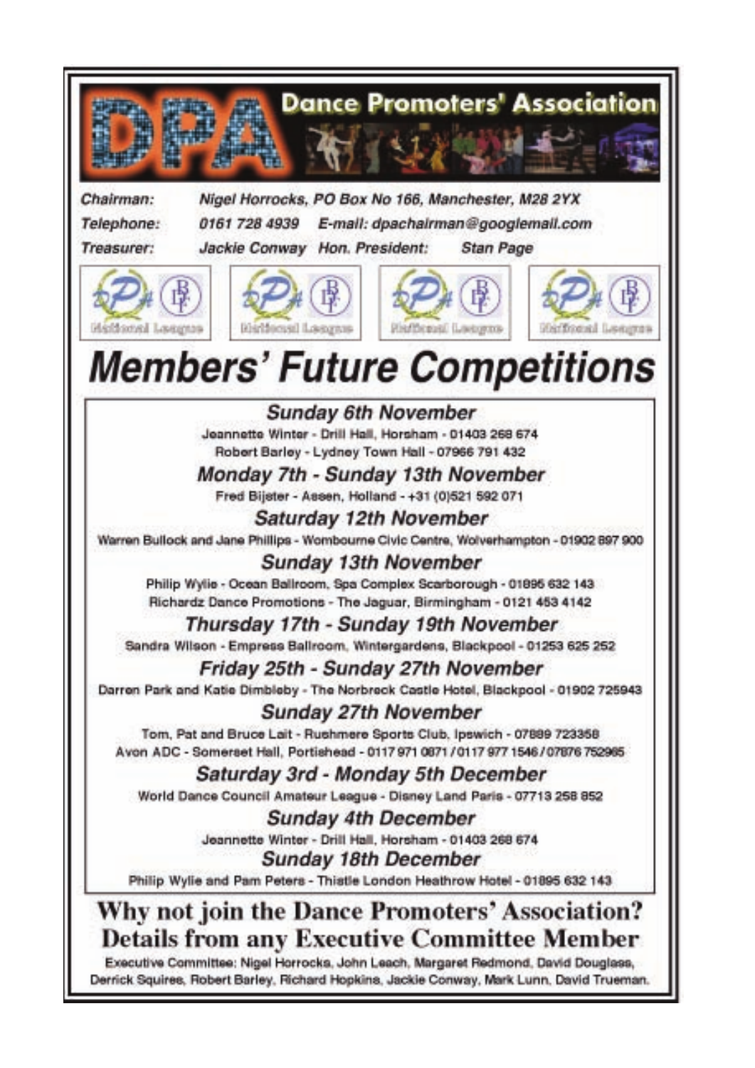# Dance Promoters' Association

*Chairman:* *Nigel Horrocks, PO Box No 166, Manchester, M28 2YX*

*Telephone:* *0161 728 4939 E-mail: dpachairman@googlemail.com*

*Treasurer:* *Jackie Conway Hon. President: Stan Page*

National League National League National League National League

# *Members' Future Competitions*

### *Sunday 6th November*

Jeannette Winter - Drill Hall, Horsham - 01403 268 674

Robert Barley - Lydney Town Hall - 07966 791 432

### *Monday 7th - Sunday 13th November*

Fred Bijster - Assen, Holland - +31 (0)521 592 071

### *Saturday 12th November*

Warren Bullock and Jane Phillips - Wombourne Civic Centre, Wolverhampton - 01902 897 900

### *Sunday 13th November*

Philip Wylie - Ocean Ballroom, Spa Complex Scarborough - 01895 632 143

Richardz Dance Promotions - The Jaguar, Birmingham - 0121 453 4142

### *Thursday 17th - Sunday 19th November*

Sandra Wilson - Empress Ballroom, Wintergardens, Blackpool - 01253 625 252

### *Friday 25th - Sunday 27th November*

Darren Park and Katie Dimbleby - The Norbreck Castle Hotel, Blackpool - 01902 725943

### *Sunday 27th November*

Tom, Pat and Bruce Lait - Rushmere Sports Club, Ipswich - 07889 723358

Avon ADC - Somerset Hall, Portishead - 0117 971 0871 / 0117 977 1546 / 07876 752965

### *Saturday 3rd - Monday 5th December*

World Dance Council Amateur League - Disney Land Paris - 07713 258 852

### *Sunday 4th December*

Jeannette Winter - Drill Hall, Horsham - 01403 268 674

### *Sunday 18th December*

Philip Wylie and Pam Peters - Thistle London Heathrow Hotel - 01895 632 143

## Why not join the Dance Promoters' Association?
## Details from any Executive Committee Member

Executive Committee: Nigel Horrocks, John Leach, Margaret Redmond, David Douglass, Derrick Squires, Robert Barley, Richard Hopkins, Jackie Conway, Mark Lunn, David Trueman.